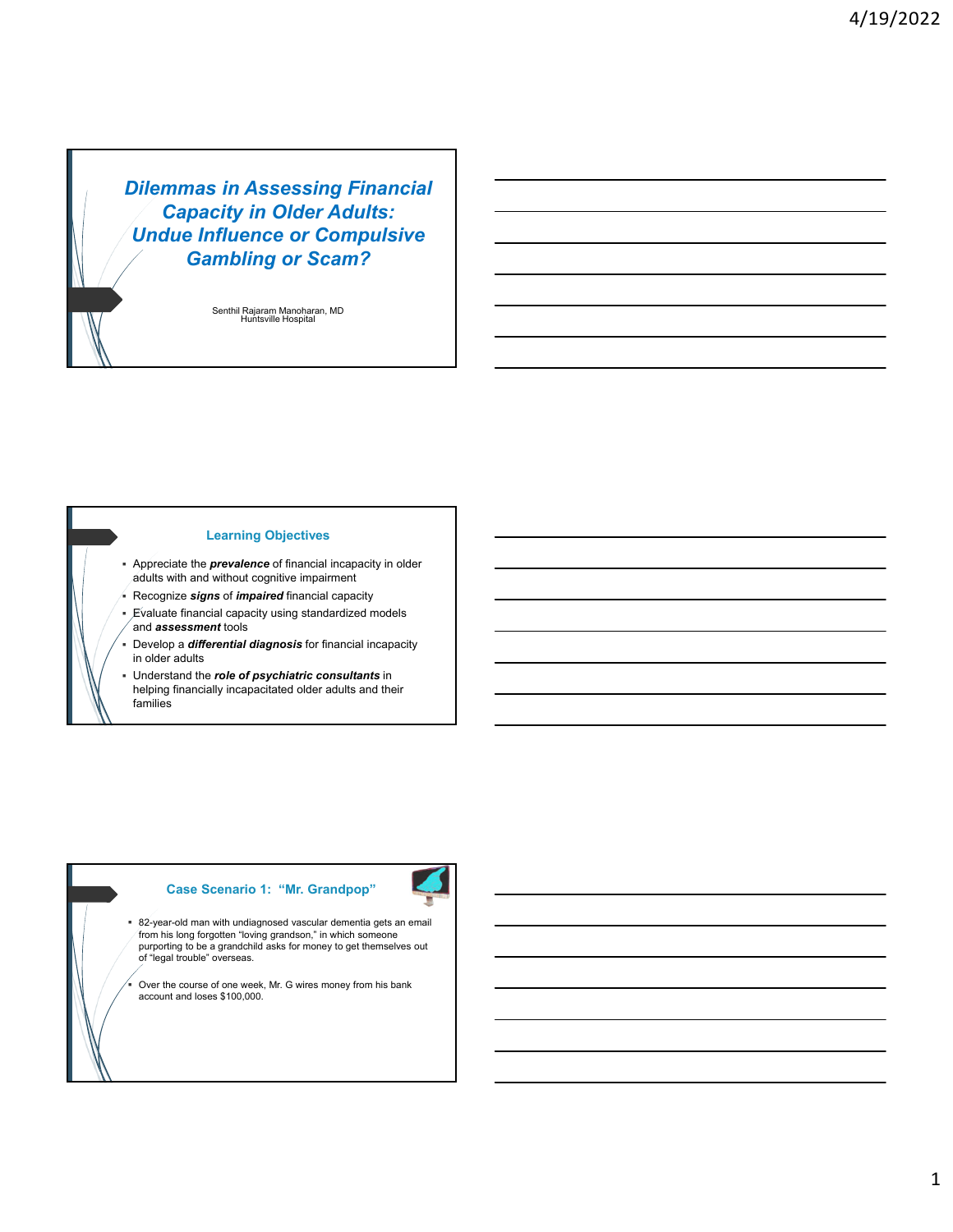# Dilemmas in Assessing Financial Capacity in Older Adults: Undue Influence or Compulsive Gambling or Scam?

Senthil Rajaram Manoharan, MD
Huntsville Hospital

## Learning Objectives

- Appreciate the ***prevalence*** of financial incapacity in older adults with and without cognitive impairment
- Recognize ***signs*** of ***impaired*** financial capacity
- Evaluate financial capacity using standardized models and ***assessment*** tools
- Develop a ***differential diagnosis*** for financial incapacity in older adults
- Understand the ***role of psychiatric consultants*** in helping financially incapacitated older adults and their families

## Case Scenario 1: "Mr. Grandpop"

- 82-year-old man with undiagnosed vascular dementia gets an email from his long forgotten "loving grandson," in which someone purporting to be a grandchild asks for money to get themselves out of "legal trouble" overseas.
- Over the course of one week, Mr. G wires money from his bank account and loses $100,000.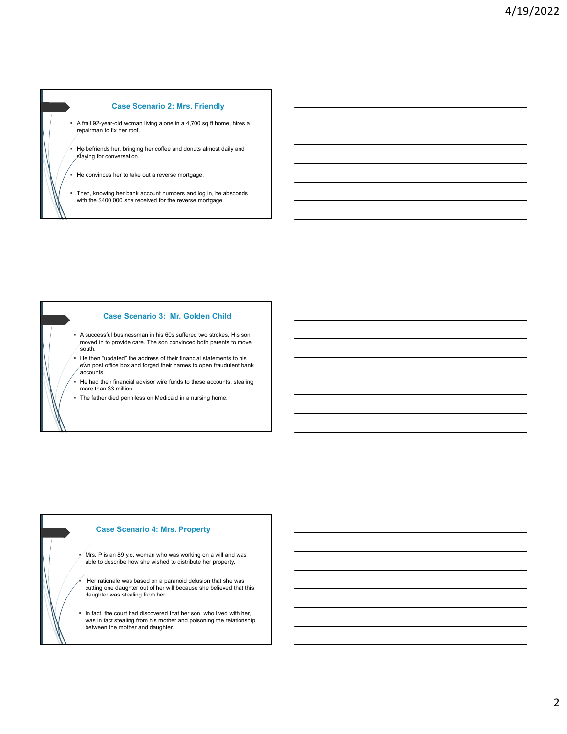## Case Scenario 2: Mrs. Friendly

- A frail 92-year-old woman living alone in a 4,700 sq ft home, hires a repairman to fix her roof.
- He befriends her, bringing her coffee and donuts almost daily and staying for conversation
- He convinces her to take out a reverse mortgage.
- Then, knowing her bank account numbers and log in, he absconds with the $400,000 she received for the reverse mortgage.

## Case Scenario 3: Mr. Golden Child

- A successful businessman in his 60s suffered two strokes. His son moved in to provide care. The son convinced both parents to move south.
- He then "updated" the address of their financial statements to his own post office box and forged their names to open fraudulent bank accounts.
- He had their financial advisor wire funds to these accounts, stealing more than $3 million.
- The father died penniless on Medicaid in a nursing home.

## Case Scenario 4: Mrs. Property

- Mrs. P is an 89 y.o. woman who was working on a will and was able to describe how she wished to distribute her property.
- Her rationale was based on a paranoid delusion that she was cutting one daughter out of her will because she believed that this daughter was stealing from her.
- In fact, the court had discovered that her son, who lived with her, was in fact stealing from his mother and poisoning the relationship between the mother and daughter.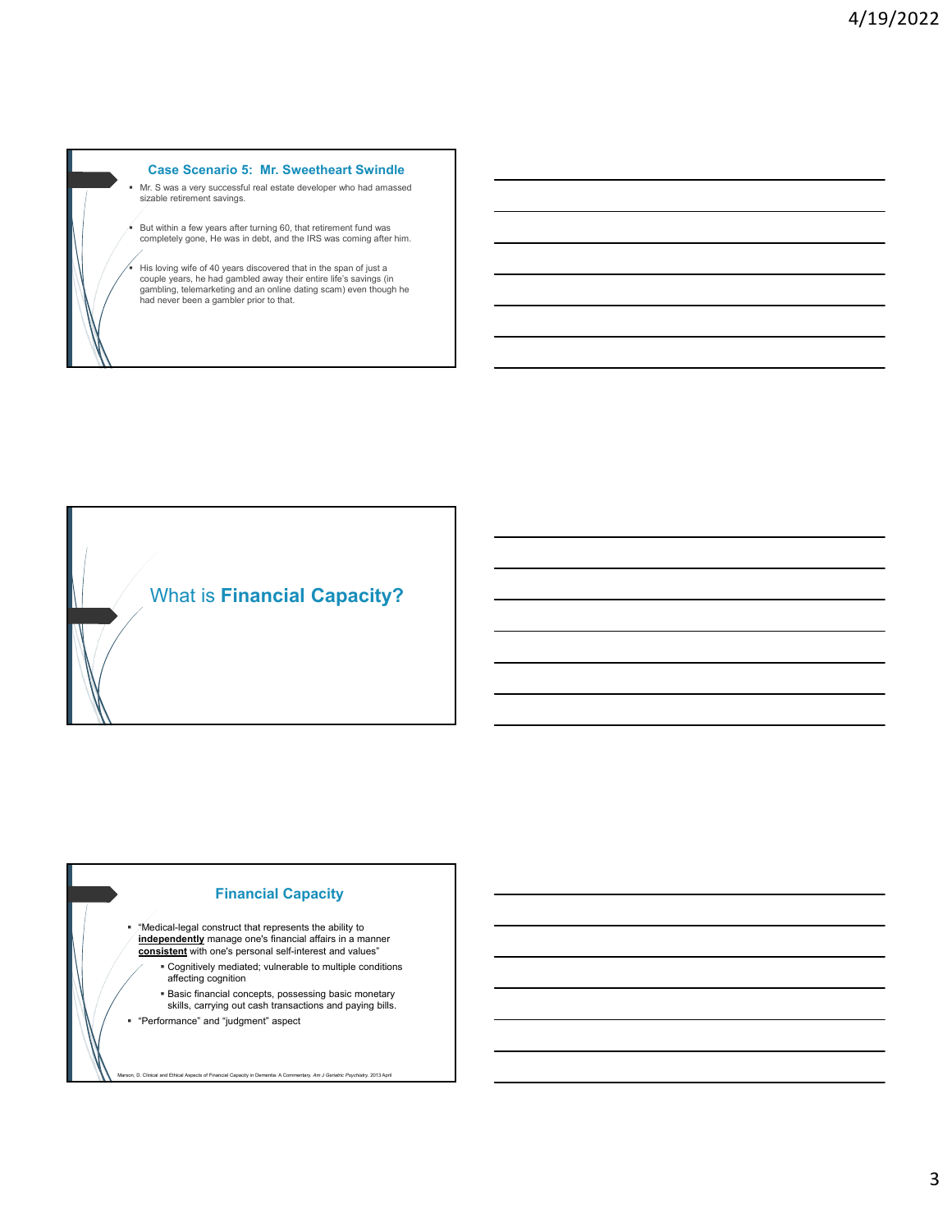## Case Scenario 5: Mr. Sweetheart Swindle

- Mr. S was a very successful real estate developer who had amassed sizable retirement savings.
- But within a few years after turning 60, that retirement fund was completely gone, He was in debt, and the IRS was coming after him.
- His loving wife of 40 years discovered that in the span of just a couple years, he had gambled away their entire life's savings (in gambling, telemarketing and an online dating scam) even though he had never been a gambler prior to that.

## What is **Financial Capacity?**

## Financial Capacity

- "Medical-legal construct that represents the ability to **independently** manage one's financial affairs in a manner **consistent** with one's personal self-interest and values"
  - Cognitively mediated; vulnerable to multiple conditions affecting cognition
  - Basic financial concepts, possessing basic monetary skills, carrying out cash transactions and paying bills.
- "Performance" and "judgment" aspect

Marson, D. Clinical and Ethical Aspects of Financial Capacity in Dementia: A Commentary. *Am J Geriatric Psychiatry.* 2013 April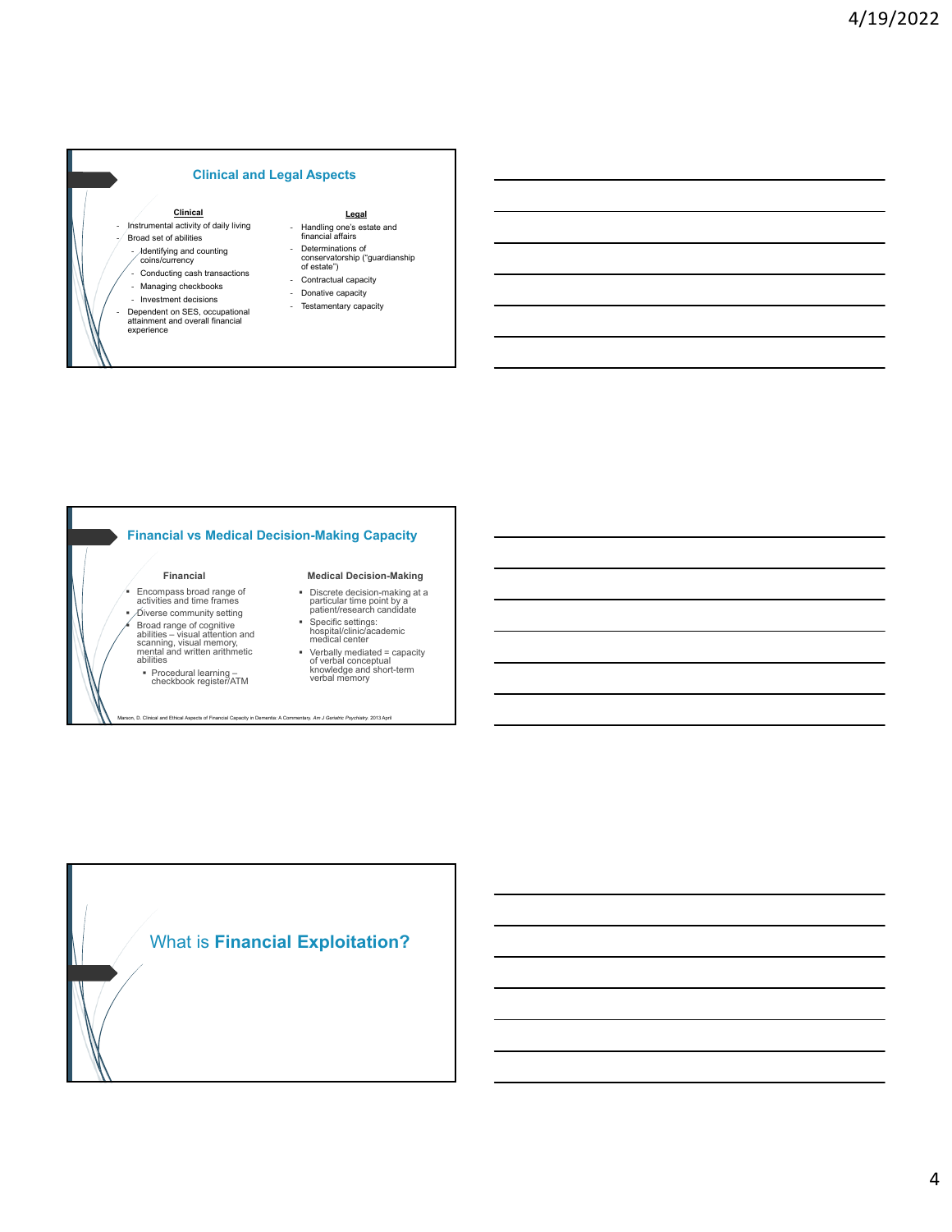## Clinical and Legal Aspects

**Clinical**

- Instrumental activity of daily living
- Broad set of abilities
  - Identifying and counting coins/currency
  - Conducting cash transactions
  - Managing checkbooks
  - Investment decisions
- Dependent on SES, occupational attainment and overall financial experience

**Legal**

- Handling one's estate and financial affairs
- Determinations of conservatorship ("guardianship of estate")
- Contractual capacity
- Donative capacity
- Testamentary capacity

## Financial vs Medical Decision-Making Capacity

**Financial**

- Encompass broad range of activities and time frames
- Diverse community setting
- Broad range of cognitive abilities – visual attention and scanning, visual memory, mental and written arithmetic abilities
  - Procedural learning – checkbook register/ATM

**Medical Decision-Making**

- Discrete decision-making at a particular time point by a patient/research candidate
- Specific settings: hospital/clinic/academic medical center
- Verbally mediated = capacity of verbal conceptual knowledge and short-term verbal memory

Marson, D. Clinical and Ethical Aspects of Financial Capacity in Dementia: A Commentary. *Am J Geriatric Psychiatry.* 2013 April

## What is **Financial Exploitation?**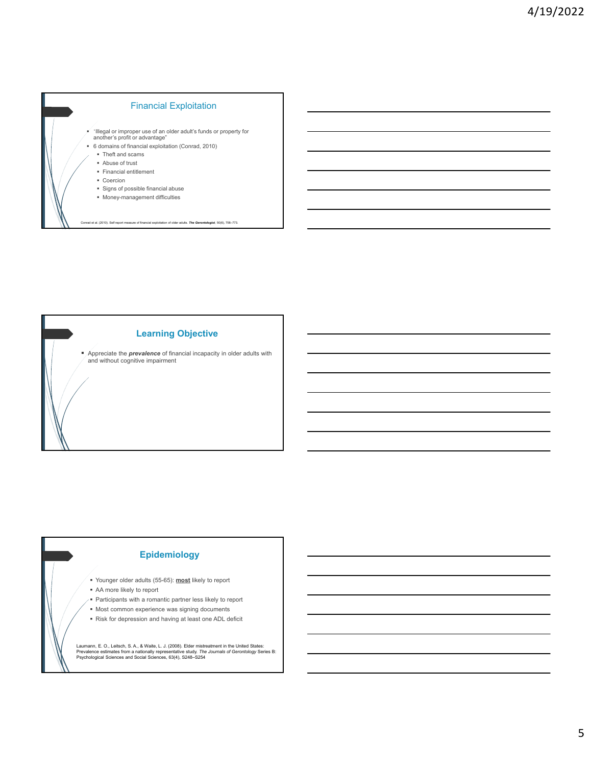## Financial Exploitation

- "Illegal or improper use of an older adult's funds or property for another's profit or advantage"
- 6 domains of financial exploitation (Conrad, 2010)
  - Theft and scams
  - Abuse of trust
  - Financial entitlement
  - Coercion
  - Signs of possible financial abuse
  - Money-management difficulties

Conrad et al. (2010). Self report measure of financial exploitation of older adults. ***The Gerontologist***, 50(6), 758–773.

## Learning Objective

- Appreciate the ***prevalence*** of financial incapacity in older adults with and without cognitive impairment

## Epidemiology

- Younger older adults (55-65): **most** likely to report
- AA more likely to report
- Participants with a romantic partner less likely to report
- Most common experience was signing documents
- Risk for depression and having at least one ADL deficit

Laumann, E. O., Leitsch, S. A., & Waite, L. J. (2008). Elder mistreatment in the United States: Prevalence estimates from a nationally representative study. *The Journals of Gerontology* Series B: Psychological Sciences and Social Sciences, 63(4), S248–S254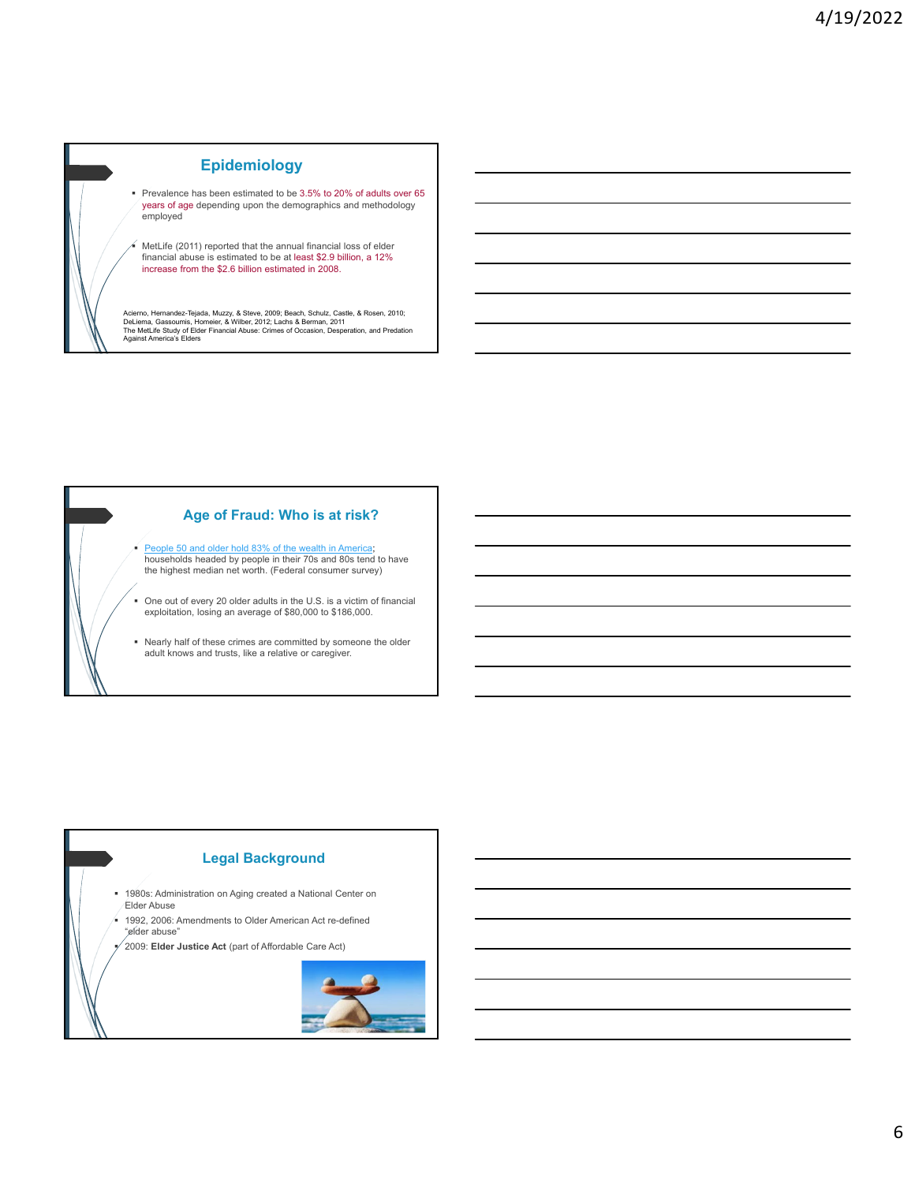## Epidemiology

- Prevalence has been estimated to be 3.5% to 20% of adults over 65 years of age depending upon the demographics and methodology employed
- MetLife (2011) reported that the annual financial loss of elder financial abuse is estimated to be at least $2.9 billion, a 12% increase from the $2.6 billion estimated in 2008.

Acierno, Hernandez-Tejada, Muzzy, & Steve, 2009; Beach, Schulz, Castle, & Rosen, 2010; DeLiema, Gassoumis, Homeier, & Wilber, 2012; Lachs & Berman, 2011
The MetLife Study of Elder Financial Abuse: Crimes of Occasion, Desperation, and Predation Against America's Elders

## Age of Fraud: Who is at risk?

- People 50 and older hold 83% of the wealth in America; households headed by people in their 70s and 80s tend to have the highest median net worth. (Federal consumer survey)
- One out of every 20 older adults in the U.S. is a victim of financial exploitation, losing an average of $80,000 to $186,000.
- Nearly half of these crimes are committed by someone the older adult knows and trusts, like a relative or caregiver.

## Legal Background

- 1980s: Administration on Aging created a National Center on Elder Abuse
- 1992, 2006: Amendments to Older American Act re-defined "elder abuse"
- 2009: **Elder Justice Act** (part of Affordable Care Act)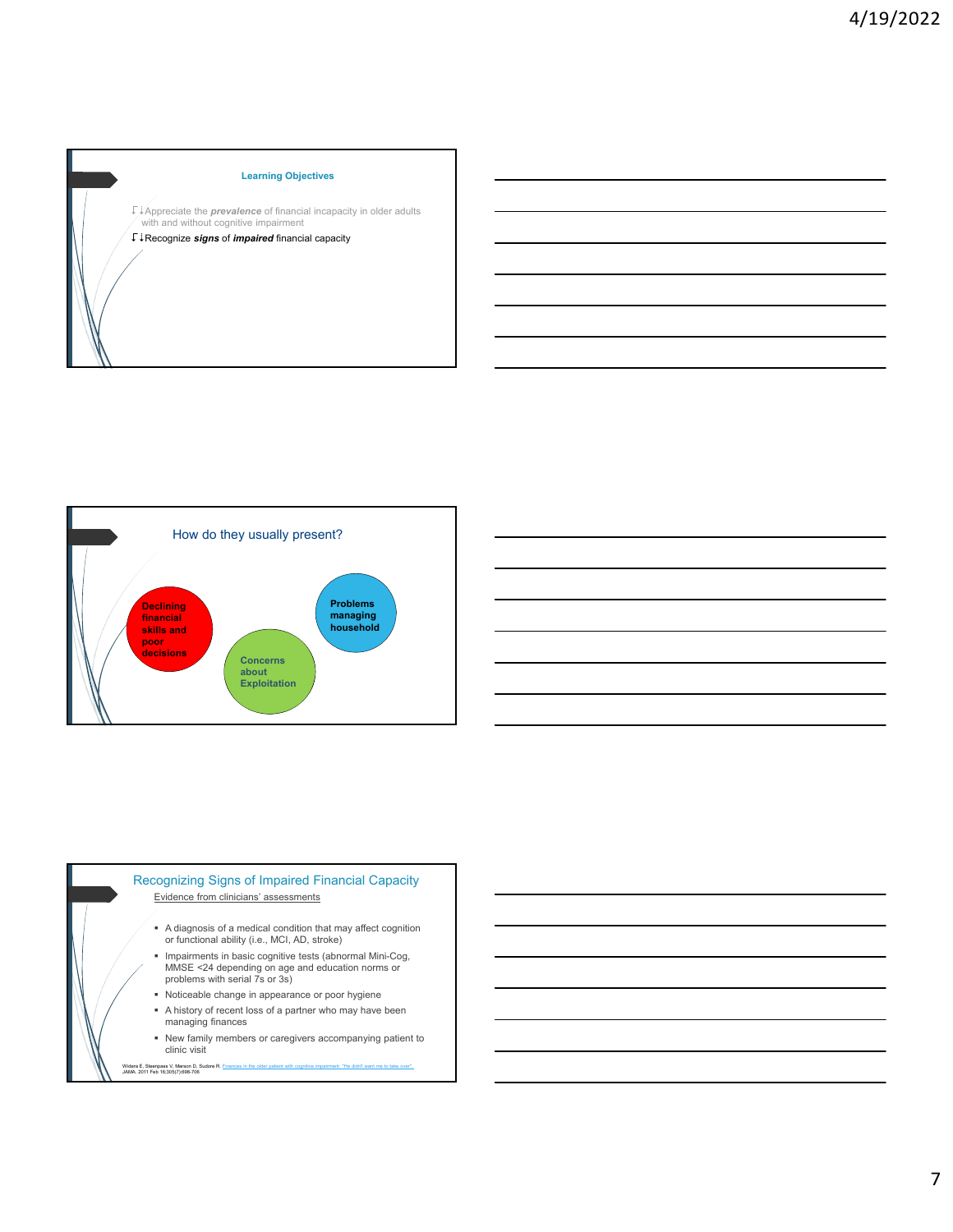## Learning Objectives

- Appreciate the ***prevalence*** of financial incapacity in older adults with and without cognitive impairment
- Recognize ***signs*** of ***impaired*** financial capacity

## How do they usually present?

- Declining financial skills and poor decisions
- Concerns about Exploitation
- Problems managing household

## Recognizing Signs of Impaired Financial Capacity

Evidence from clinicians' assessments

- A diagnosis of a medical condition that may affect cognition or functional ability (i.e., MCI, AD, stroke)
- Impairments in basic cognitive tests (abnormal Mini-Cog, MMSE <24 depending on age and education norms or problems with serial 7s or 3s)
- Noticeable change in appearance or poor hygiene
- A history of recent loss of a partner who may have been managing finances
- New family members or caregivers accompanying patient to clinic visit

Widera E, Steenpass V, Marson D, Sudore R. Finances in the older patient with cognitive impairment: "He didn't want me to take over". JAMA. 2011 Feb 16;305(7):698-706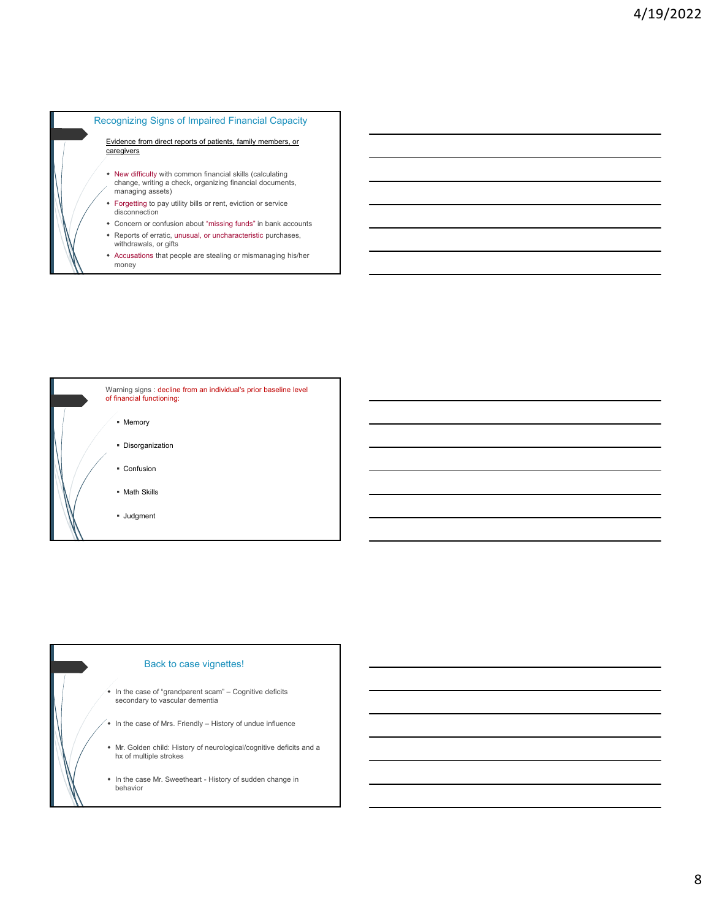## Recognizing Signs of Impaired Financial Capacity

Evidence from direct reports of patients, family members, or caregivers

- New difficulty with common financial skills (calculating change, writing a check, organizing financial documents, managing assets)
- Forgetting to pay utility bills or rent, eviction or service disconnection
- Concern or confusion about "missing funds" in bank accounts
- Reports of erratic, unusual, or uncharacteristic purchases, withdrawals, or gifts
- Accusations that people are stealing or mismanaging his/her money

Warning signs : decline from an individual's prior baseline level of financial functioning:

- Memory
- Disorganization
- Confusion
- Math Skills
- Judgment

## Back to case vignettes!

- In the case of "grandparent scam" – Cognitive deficits secondary to vascular dementia
- In the case of Mrs. Friendly – History of undue influence
- Mr. Golden child: History of neurological/cognitive deficits and a hx of multiple strokes
- In the case Mr. Sweetheart - History of sudden change in behavior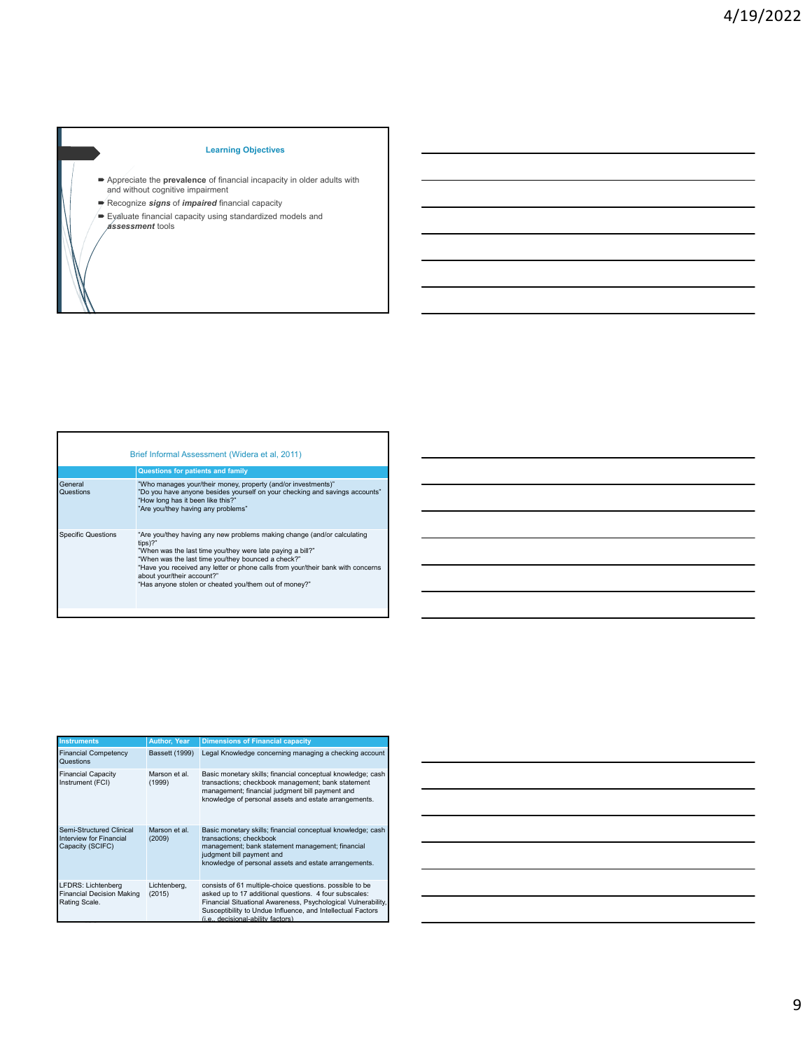## Learning Objectives

- Appreciate the **prevalence** of financial incapacity in older adults with and without cognitive impairment
- Recognize ***signs*** of ***impaired*** financial capacity
- Evaluate financial capacity using standardized models and ***assessment*** tools

## Brief Informal Assessment (Widera et al, 2011)

| | Questions for patients and family |
|---|---|
| General Questions | "Who manages your/their money, property (and/or investments)"<br>"Do you have anyone besides yourself on your checking and savings accounts"<br>"How long has it been like this?"<br>"Are you/they having any problems" |
| Specific Questions | "Are you/they having any new problems making change (and/or calculating tips)?"<br>"When was the last time you/they were late paying a bill?"<br>"When was the last time you/they bounced a check?"<br>"Have you received any letter or phone calls from your/their bank with concerns about your/their account?"<br>"Has anyone stolen or cheated you/them out of money?" |

| Instruments | Author, Year | Dimensions of Financial capacity |
|---|---|---|
| Financial Competency Questions | Bassett (1999) | Legal Knowledge concerning managing a checking account |
| Financial Capacity Instrument (FCI) | Marson et al. (1999) | Basic monetary skills; financial conceptual knowledge; cash transactions; checkbook management; bank statement management; financial judgment bill payment and knowledge of personal assets and estate arrangements. |
| Semi-Structured Clinical Interview for Financial Capacity (SCIFC) | Marson et al. (2009) | Basic monetary skills; financial conceptual knowledge; cash transactions; checkbook management; bank statement management; financial judgment bill payment and knowledge of personal assets and estate arrangements. |
| LFDRS: Lichtenberg Financial Decision Making Rating Scale. | Lichtenberg, (2015) | consists of 61 multiple-choice questions. possible to be asked up to 17 additional questions. 4 four subscales: Financial Situational Awareness, Psychological Vulnerability, Susceptibility to Undue Influence, and Intellectual Factors (i.e., decisional-ability factors) |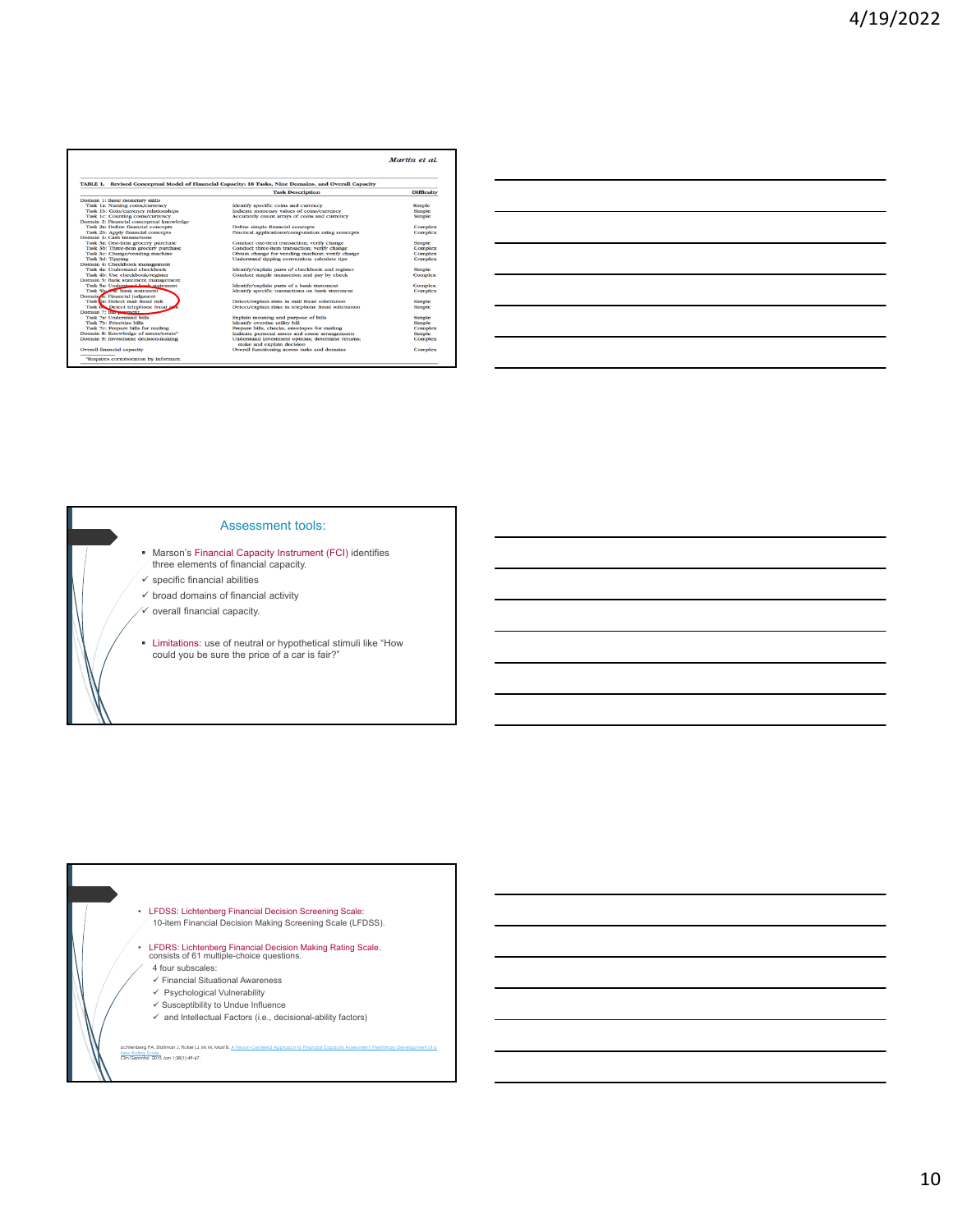*Martin et al.*

**TABLE 1. Revised Conceptual Model of Financial Capacity: 18 Tasks, Nine Domains, and Overall Capacity**

| | Task Description | Difficulty |
|---|---|---|
| Domain 1: Basic monetary skills | | |
| Task 1a: Naming coins/currency | Identify specific coins and currency | Simple |
| Task 1b: Coin/currency relationships | Indicate monetary values of coins/currency | Simple |
| Task 1c: Counting coins/currency | Accurately count arrays of coins and currency | Simple |
| Domain 2: Financial conceptual knowledge | | |
| Task 2a: Define financial concepts | Define simple financial concepts | Complex |
| Task 2b: Apply financial concepts | Practical applications/computation using concepts | Complex |
| Domain 3: Cash transactions | | |
| Task 3a: One-item grocery purchase | Conduct one-item transaction; verify change | Simple |
| Task 3b: Three-item grocery purchase | Conduct three-item transaction; verify change | Complex |
| Task 3c: Change/vending machine | Obtain change for vending machine; verify change | Complex |
| Task 3d: Tipping | Understand tipping convention; calculate tips | Complex |
| Domain 4: Checkbook management | | |
| Task 4a: Understand checkbook | Identify/explain parts of checkbook and register | Simple |
| Task 4b: Use checkbook/register | Conduct simple transaction and pay by check | Complex |
| Domain 5: Bank statement management | | |
| Task 5a: Understand bank statement | Identify/explain parts of a bank statement | Complex |
| Task 5b: Use bank statement | Identify specific transactions on bank statement | Complex |
| Domain 6: Financial judgment | | |
| Task 6a: Detect mail fraud risk | Detect/explain risks in mail fraud solicitation | Simple |
| Task 6b: Detect telephone fraud risk | Detect/explain risks in telephone fraud solicitation | Simple |
| Domain 7: Bill payment | | |
| Task 7a: Understand bills | Explain meaning and purpose of bills | Simple |
| Task 7b: Prioritize bills | Identify overdue utility bill | Simple |
| Task 7c: Prepare bills for mailing | Prepare bills, checks, envelopes for mailing | Complex |
| Domain 8: Knowledge of assets/estate* | Indicate personal assets and estate arrangements | Simple |
| Domain 9: Investment decision-making | Understand investment options; determine returns; make and explain decision | Complex |
| Overall financial capacity | Overall functioning across tasks and domains | Complex |

*Requires corroboration by informant.

## Assessment tools:

- Marson's Financial Capacity Instrument (FCI) identifies three elements of financial capacity.
  - ✓ specific financial abilities
  - ✓ broad domains of financial activity
  - ✓ overall financial capacity.
- Limitations: use of neutral or hypothetical stimuli like "How could you be sure the price of a car is fair?"

---

- LFDSS: Lichtenberg Financial Decision Screening Scale: 10-item Financial Decision Making Screening Scale (LFDSS).
- LFDRS: Lichtenberg Financial Decision Making Rating Scale. consists of 61 multiple-choice questions.
  - 4 four subscales:
    - ✓ Financial Situational Awareness
    - ✓ Psychological Vulnerability
    - ✓ Susceptibility to Undue Influence
    - ✓ and Intellectual Factors (i.e., decisional-ability factors)

Lichtenberg PA, Stoltman J, Ficker LJ, Iris M, Mast B. A Person-Centered Approach to Financial Capacity Assessment: Preliminary Development of a New Rating Scale. Clin Gerontol. 2015 Jan 1;38(1):49-67.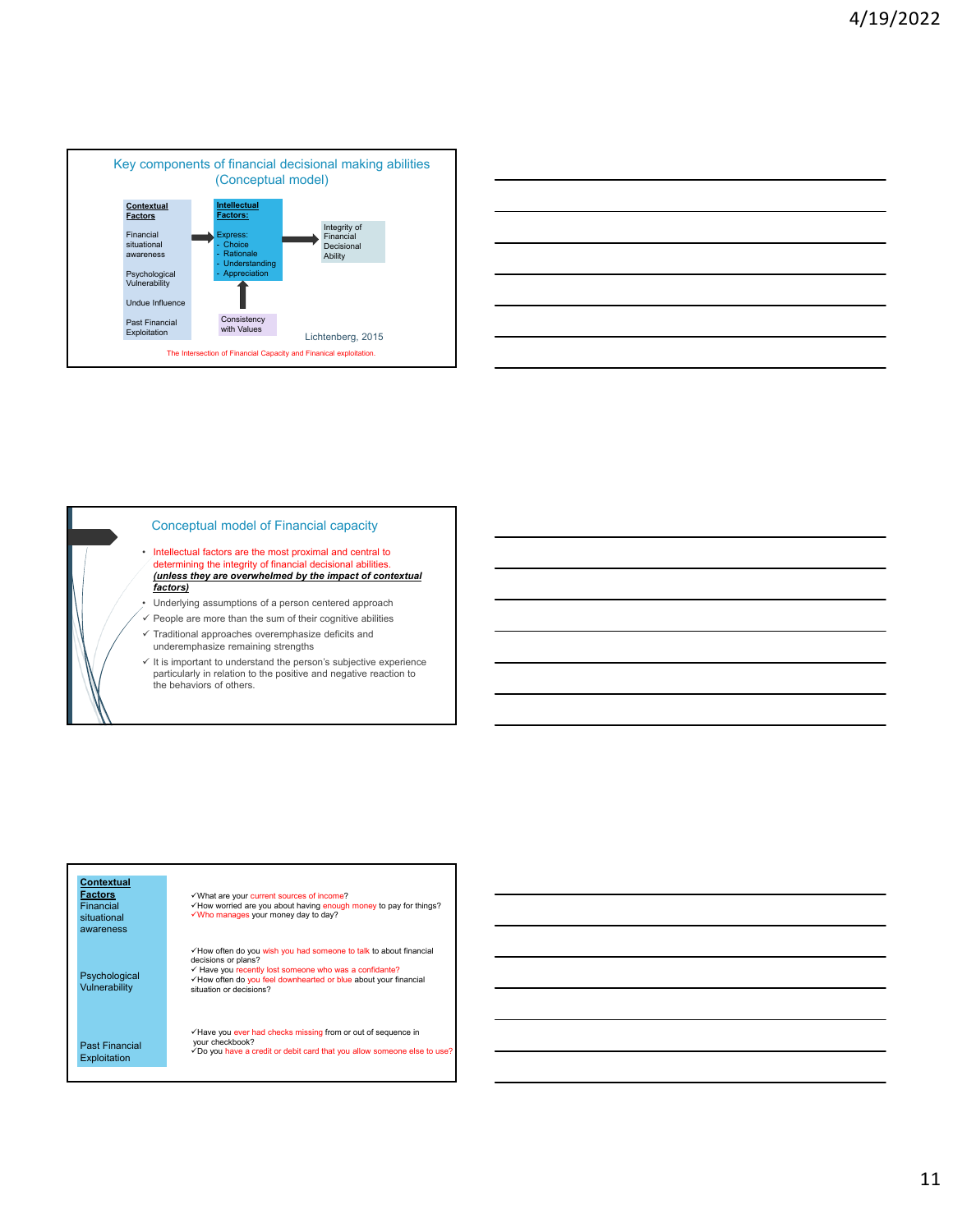## Key components of financial decisional making abilities (Conceptual model)

**Contextual Factors**

- Financial situational awareness
- Psychological Vulnerability
- Undue Influence
- Past Financial Exploitation

**Intellectual Factors:**

Express:
- Choice
- Rationale
- Understanding
- Appreciation

Consistency with Values

Integrity of Financial Decisional Ability

Lichtenberg, 2015

The Intersection of Financial Capacity and Finanical exploitation.

## Conceptual model of Financial capacity

- Intellectual factors are the most proximal and central to determining the integrity of financial decisional abilities. ***(unless they are overwhelmed by the impact of contextual factors)***
- Underlying assumptions of a person centered approach
  - ✓ People are more than the sum of their cognitive abilities
  - ✓ Traditional approaches overemphasize deficits and underemphasize remaining strengths
  - ✓ It is important to understand the person's subjective experience particularly in relation to the positive and negative reaction to the behaviors of others.

| **Contextual Factors** | |
|---|---|
| Financial situational awareness | ✓What are your current sources of income?<br>✓How worried are you about having enough money to pay for things?<br>✓Who manages your money day to day? |
| Psychological Vulnerability | ✓How often do you wish you had someone to talk to about financial decisions or plans?<br>✓ Have you recently lost someone who was a confidante?<br>✓How often do you feel downhearted or blue about your financial situation or decisions? |
| Past Financial Exploitation | ✓Have you ever had checks missing from or out of sequence in your checkbook?<br>✓Do you have a credit or debit card that you allow someone else to use? |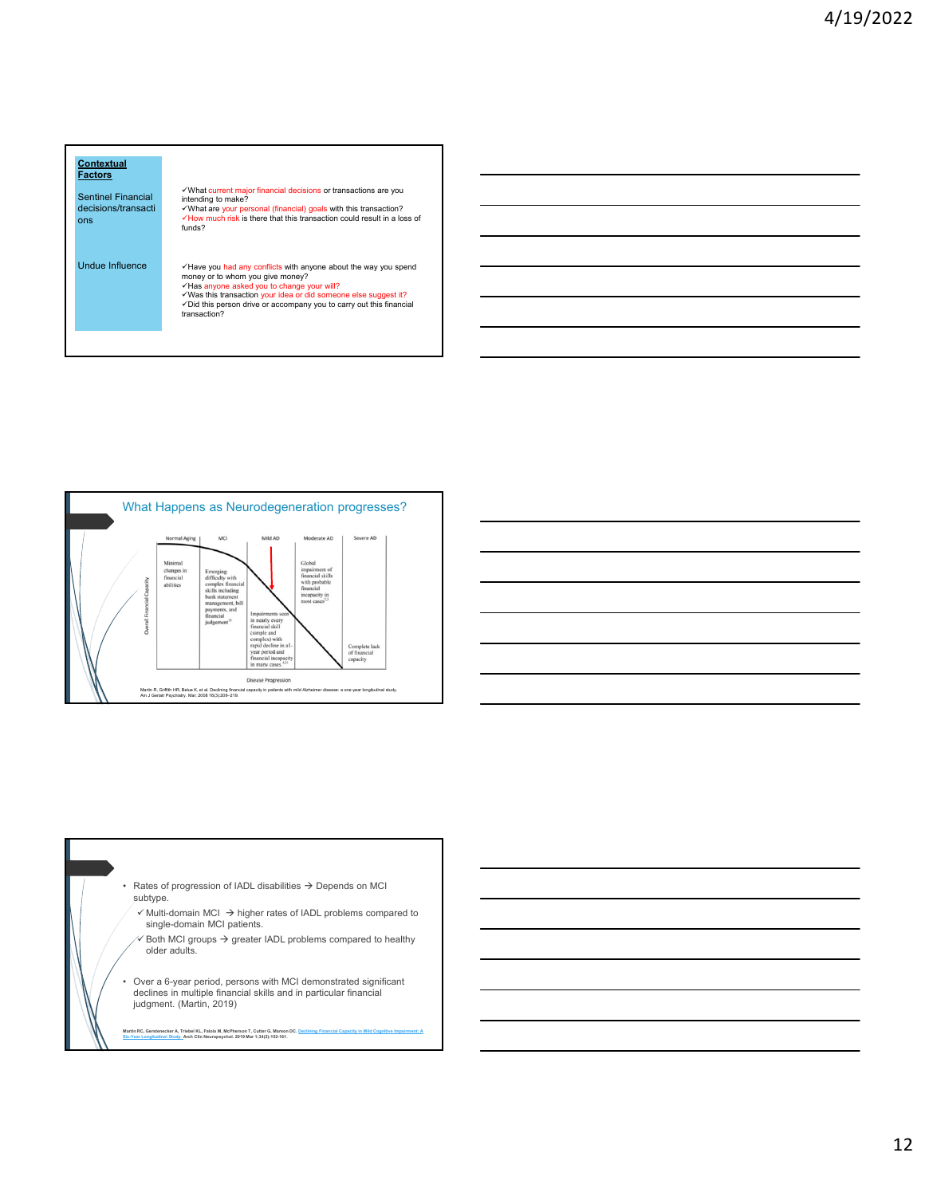## Contextual Factors

| | |
|---|---|
| Sentinel Financial decisions/transactions | ✓What current major financial decisions or transactions are you intending to make?<br>✓What are your personal (financial) goals with this transaction?<br>✓How much risk is there that this transaction could result in a loss of funds? |
| Undue Influence | ✓Have you had any conflicts with anyone about the way you spend money or to whom you give money?<br>✓Has anyone asked you to change your will?<br>✓Was this transaction your idea or did someone else suggest it?<br>✓Did this person drive or accompany you to carry out this financial transaction? |

## What Happens as Neurodegeneration progresses?

Overall Financial Capacity

| Normal Aging | MCI | Mild AD | Moderate AD | Severe AD |
|---|---|---|---|---|
| Minimal changes in financial abilities | Emerging difficulty with complex financial skills including bank statement management, bill payments, and financial judgement[18] | Impairments seen in nearly every financial skill (simple and complex) with rapid decline in a 1-year period and financial incapacity in many cases.[4,21] | Global impairment of financial skills with probable financial incapacity in most cases[2,3] | Complete lack of financial capacity |

Disease Progression

Martin R, Griffith HR, Belue K, et al. Declining financial capacity in patients with mild Alzheimer disease: a one-year longitudinal study. Am J Geriatr Psychiatry. Mar; 2008 16(3):209–219.

- Rates of progression of IADL disabilities → Depends on MCI subtype.
  - ✓ Multi-domain MCI → higher rates of IADL problems compared to single-domain MCI patients.
  - ✓ Both MCI groups → greater IADL problems compared to healthy older adults.
- Over a 6-year period, persons with MCI demonstrated significant declines in multiple financial skills and in particular financial judgment. (Martin, 2019)

Martin RC, Gerstenecker A, Triebel KL, Falola M, McPherson T, Cutter G, Marson DC. Declining Financial Capacity in Mild Cognitive Impairment: A Six-Year Longitudinal Study. Arch Clin Neuropsychol. 2019 Mar 1;34(2):152-161.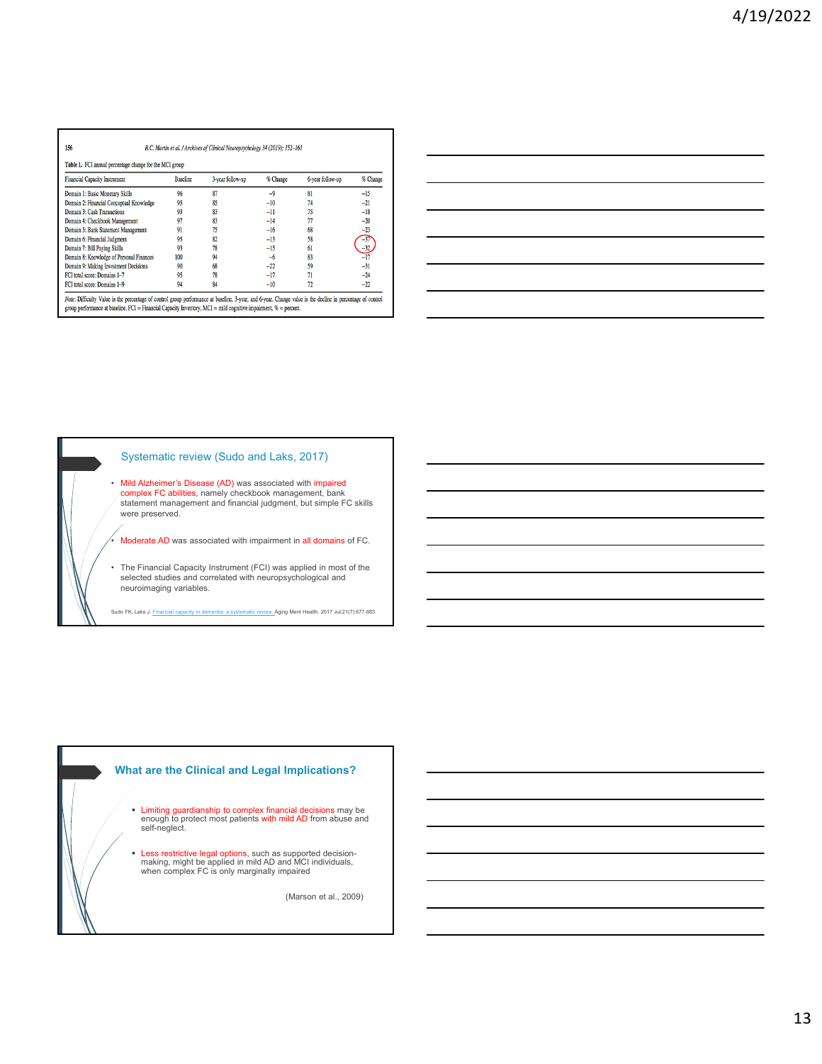R.C. Martin et al. / Archives of Clinical Neuropsychology 34 (2019); 152–161

Table 1. FCI annual percentage change for the MCI group

| Financial Capacity Instrument | Baseline | 3-year follow-up | % Change | 6-year follow-up | % Change |
|---|---|---|---|---|---|
| Domain 1: Basic Monetary Skills | 96 | 87 | −9 | 81 | −15 |
| Domain 2: Financial Conceptual Knowledge | 95 | 85 | −10 | 74 | −21 |
| Domain 3: Cash Transactions | 93 | 83 | −11 | 75 | −18 |
| Domain 4: Checkbook Management | 97 | 83 | −14 | 77 | −20 |
| Domain 5: Bank Statement Management | 91 | 75 | −16 | 68 | −23 |
| Domain 6: Financial Judgment | 95 | 82 | −13 | 58 | −37 |
| Domain 7: Bill Paying Skills | 93 | 78 | −15 | 61 | −32 |
| Domain 8: Knowledge of Personal Finances | 100 | 94 | −6 | 83 | −17 |
| Domain 9: Making Investment Decisions | 90 | 68 | −22 | 59 | −31 |
| FCI total score: Domains 1–7 | 95 | 78 | −17 | 71 | −24 |
| FCI total score: Domains 1–9 | 94 | 84 | −10 | 72 | −22 |

*Note:* Difficulty Value is the percentage of control group performance at baseline, 3-year, and 6-year. Change value is the decline in percentage of control group performance at baseline. FCI = Financial Capacity Inventory, MCI = mild cognitive impairment, % = percent.

## Systematic review (Sudo and Laks, 2017)

- Mild Alzheimer's Disease (AD) was associated with impaired complex FC abilities, namely checkbook management, bank statement management and financial judgment, but simple FC skills were preserved.
- Moderate AD was associated with impairment in all domains of FC.
- The Financial Capacity Instrument (FCI) was applied in most of the selected studies and correlated with neuropsychological and neuroimaging variables.

Sudo FK, Laks J. Financial capacity in dementia: a systematic review. Aging Ment Health. 2017 Jul;21(7):677-683.

## What are the Clinical and Legal Implications?

- Limiting guardianship to complex financial decisions may be enough to protect most patients with mild AD from abuse and self-neglect.
- Less restrictive legal options, such as supported decision-making, might be applied in mild AD and MCI individuals, when complex FC is only marginally impaired

(Marson et al., 2009)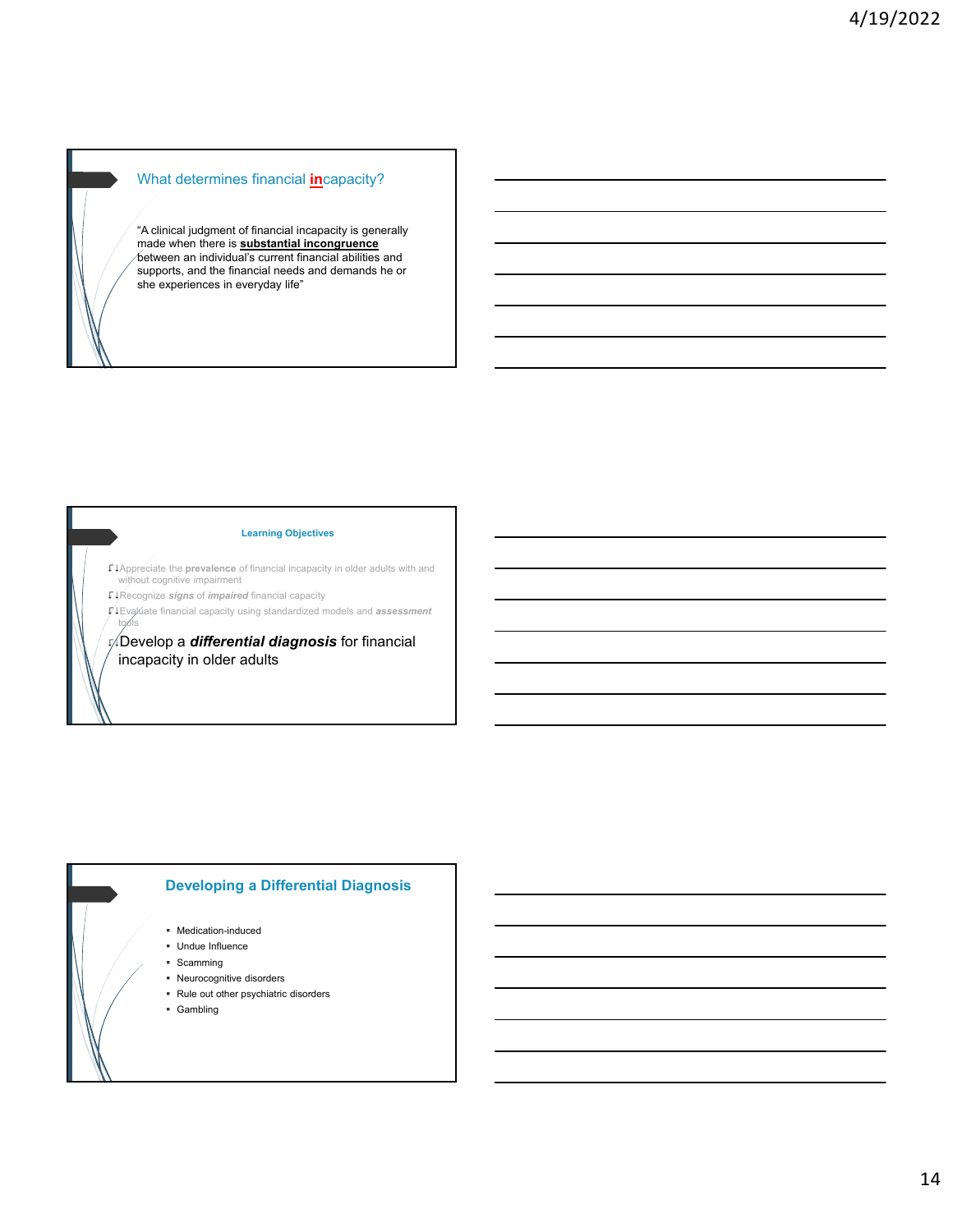## What determines financial **in**capacity?

"A clinical judgment of financial incapacity is generally made when there is **substantial incongruence** between an individual's current financial abilities and supports, and the financial needs and demands he or she experiences in everyday life"

**Learning Objectives**

- Appreciate the **prevalence** of financial incapacity in older adults with and without cognitive impairment
- Recognize ***signs*** of ***impaired*** financial capacity
- Evaluate financial capacity using standardized models and ***assessment*** tools
- Develop a ***differential diagnosis*** for financial incapacity in older adults

## Developing a Differential Diagnosis

- Medication-induced
- Undue Influence
- Scamming
- Neurocognitive disorders
- Rule out other psychiatric disorders
- Gambling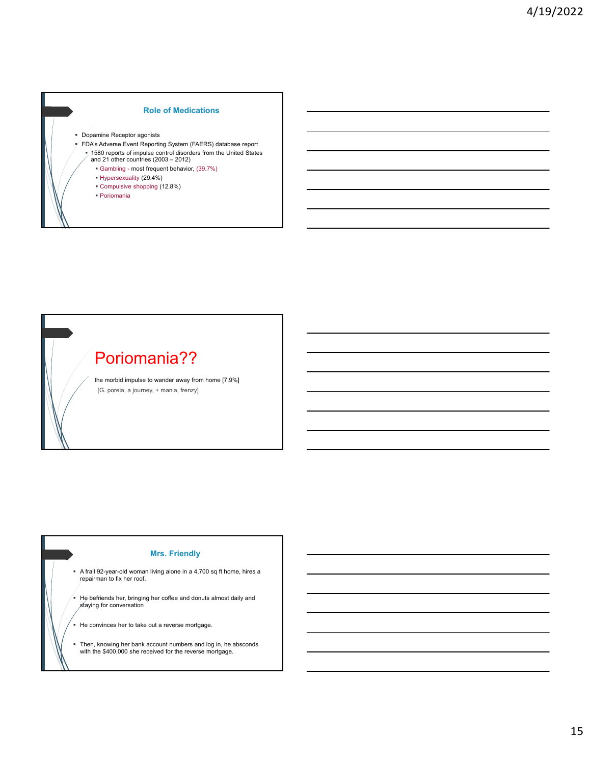## Role of Medications

- Dopamine Receptor agonists
- FDA's Adverse Event Reporting System (FAERS) database report
  - 1580 reports of impulse control disorders from the United States and 21 other countries (2003 – 2012)
    - Gambling - most frequent behavior, (39.7%)
    - Hypersexuality (29.4%)
    - Compulsive shopping (12.8%)
    - Poriomania

# Poriomania??

the morbid impulse to wander away from home [7.9%]

[G. poreia, a journey, + mania, frenzy]

## Mrs. Friendly

- A frail 92-year-old woman living alone in a 4,700 sq ft home, hires a repairman to fix her roof.
- He befriends her, bringing her coffee and donuts almost daily and staying for conversation
- He convinces her to take out a reverse mortgage.
- Then, knowing her bank account numbers and log in, he absconds with the $400,000 she received for the reverse mortgage.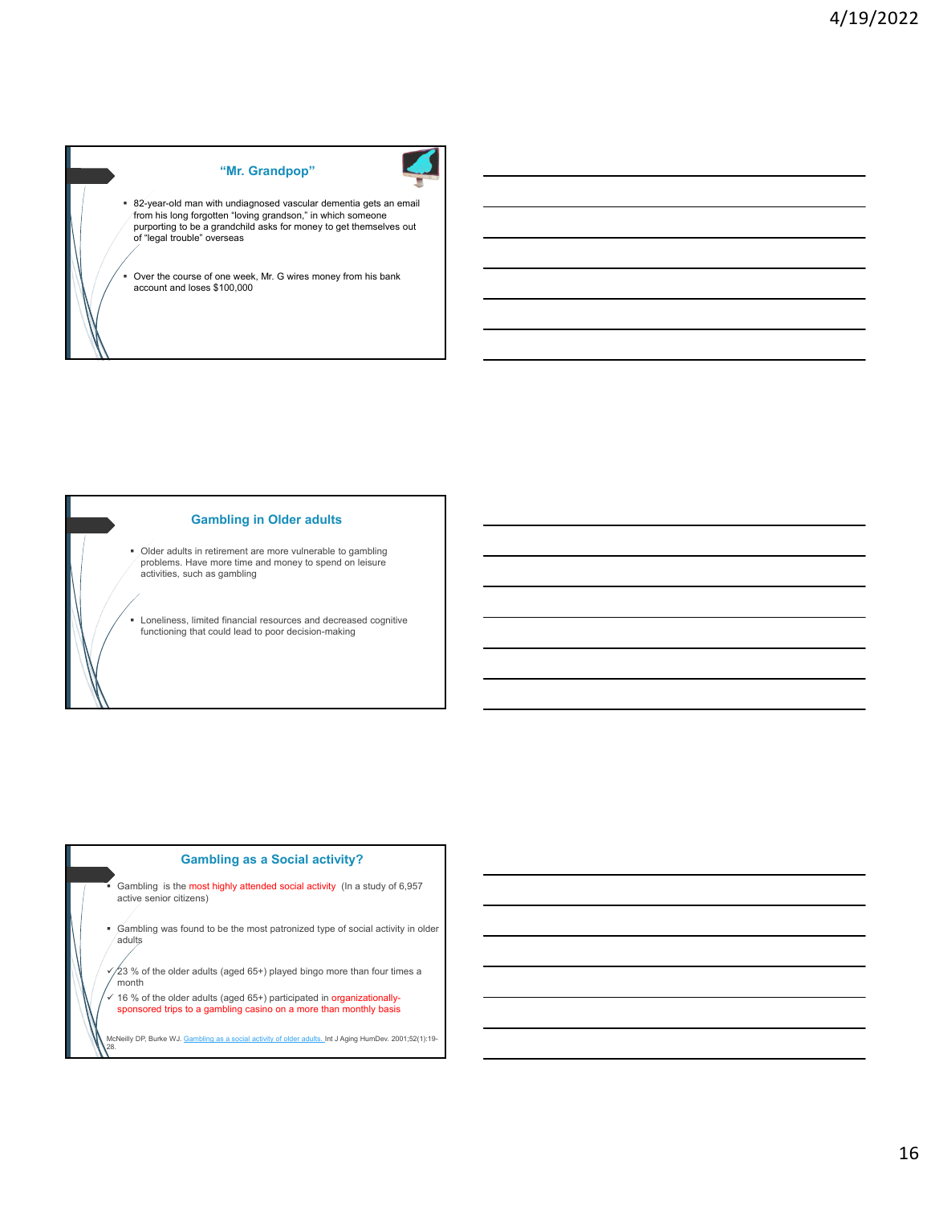## "Mr. Grandpop"

- 82-year-old man with undiagnosed vascular dementia gets an email from his long forgotten "loving grandson," in which someone purporting to be a grandchild asks for money to get themselves out of "legal trouble" overseas
- Over the course of one week, Mr. G wires money from his bank account and loses $100,000

## Gambling in Older adults

- Older adults in retirement are more vulnerable to gambling problems. Have more time and money to spend on leisure activities, such as gambling
- Loneliness, limited financial resources and decreased cognitive functioning that could lead to poor decision-making

## Gambling as a Social activity?

- Gambling is the most highly attended social activity (In a study of 6,957 active senior citizens)
- Gambling was found to be the most patronized type of social activity in older adults
  - ✓ 23 % of the older adults (aged 65+) played bingo more than four times a month
  - ✓ 16 % of the older adults (aged 65+) participated in organizationally-sponsored trips to a gambling casino on a more than monthly basis

McNeilly DP, Burke WJ. Gambling as a social activity of older adults. Int J Aging HumDev. 2001;52(1):19-28.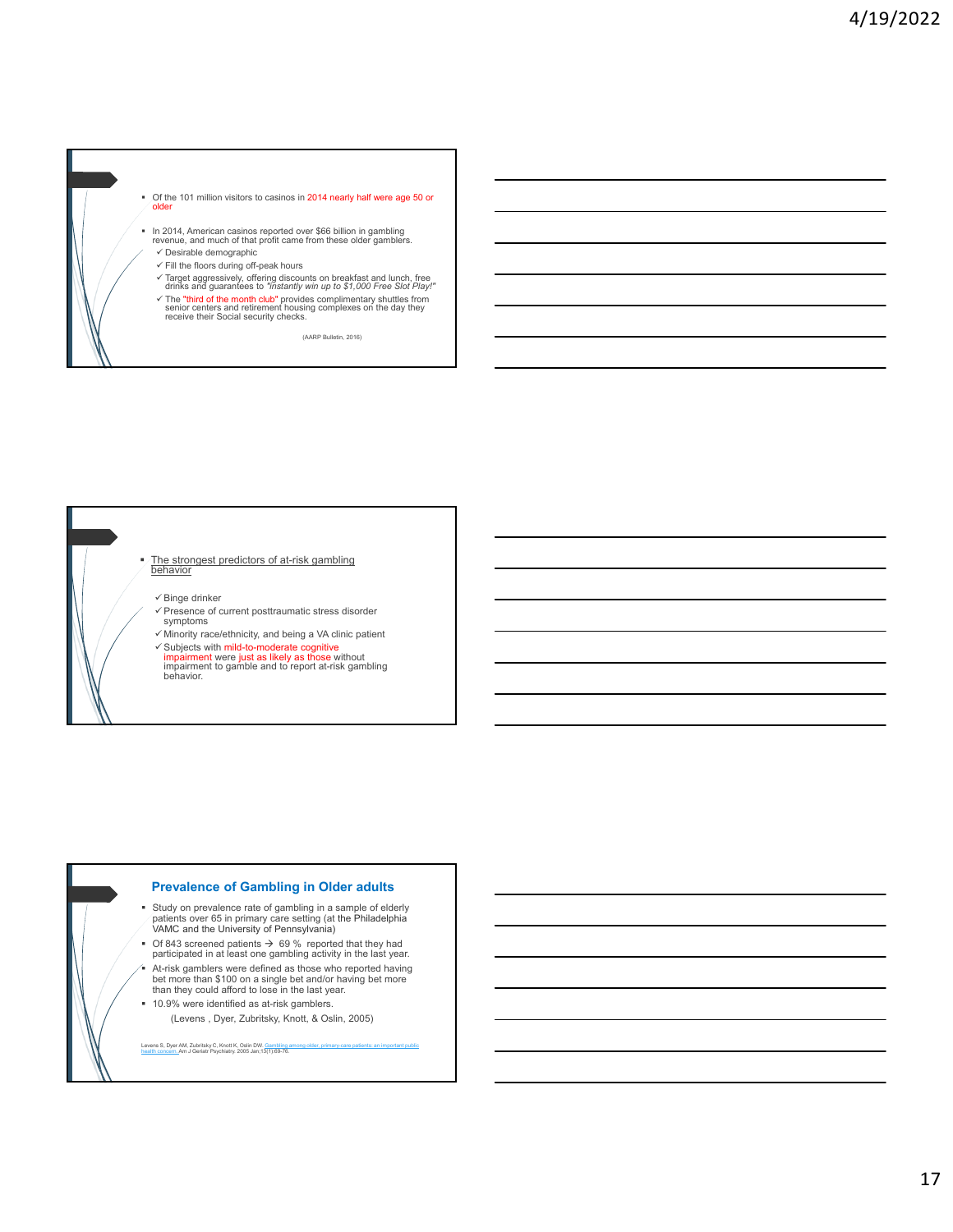- Of the 101 million visitors to casinos in 2014 nearly half were age 50 or older
- In 2014, American casinos reported over $66 billion in gambling revenue, and much of that profit came from these older gamblers.
  - ✓ Desirable demographic
  - ✓ Fill the floors during off-peak hours
  - ✓ Target aggressively, offering discounts on breakfast and lunch, free drinks and guarantees to *"instantly win up to $1,000 Free Slot Play!"*
  - ✓ The "third of the month club" provides complimentary shuttles from senior centers and retirement housing complexes on the day they receive their Social security checks.

(AARP Bulletin, 2016)

---

- The strongest predictors of at-risk gambling behavior
  - ✓ Binge drinker
  - ✓ Presence of current posttraumatic stress disorder symptoms
  - ✓ Minority race/ethnicity, and being a VA clinic patient
  - ✓ Subjects with mild-to-moderate cognitive impairment were just as likely as those without impairment to gamble and to report at-risk gambling behavior.

---

## Prevalence of Gambling in Older adults

- Study on prevalence rate of gambling in a sample of elderly patients over 65 in primary care setting (at the Philadelphia VAMC and the University of Pennsylvania)
- Of 843 screened patients → 69 % reported that they had participated in at least one gambling activity in the last year.
- At-risk gamblers were defined as those who reported having bet more than $100 on a single bet and/or having bet more than they could afford to lose in the last year.
- 10.9% were identified as at-risk gamblers.

(Levens , Dyer, Zubritsky, Knott, & Oslin, 2005)

Levens S, Dyer AM, Zubritsky C, Knott K, Oslin DW. Gambling among older, primary-care patients: an important public health concern. Am J Geriatr Psychiatry. 2005 Jan;13(1):69-76.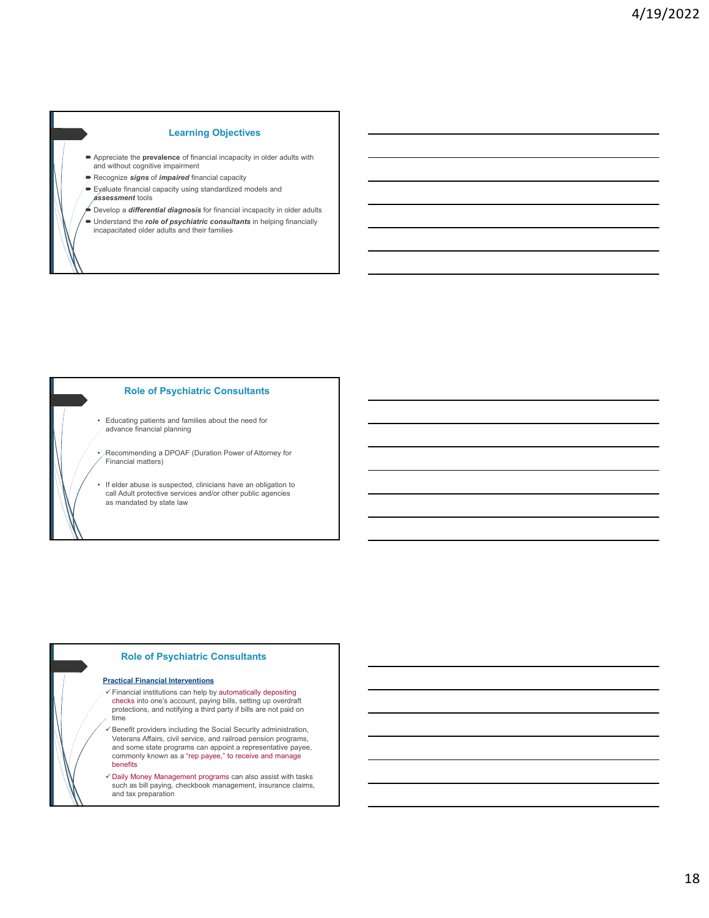## Learning Objectives

- Appreciate the **prevalence** of financial incapacity in older adults with and without cognitive impairment
- Recognize ***signs*** of ***impaired*** financial capacity
- Evaluate financial capacity using standardized models and ***assessment*** tools
- Develop a ***differential diagnosis*** for financial incapacity in older adults
- Understand the ***role of psychiatric consultants*** in helping financially incapacitated older adults and their families

## Role of Psychiatric Consultants

- Educating patients and families about the need for advance financial planning
- Recommending a DPOAF (Duration Power of Attorney for Financial matters)
- If elder abuse is suspected, clinicians have an obligation to call Adult protective services and/or other public agencies as mandated by state law

## Role of Psychiatric Consultants

**Practical Financial Interventions**

- ✓ Financial institutions can help by automatically depositing checks into one's account, paying bills, setting up overdraft protections, and notifying a third party if bills are not paid on time
- ✓ Benefit providers including the Social Security administration, Veterans Affairs, civil service, and railroad pension programs, and some state programs can appoint a representative payee, commonly known as a "rep payee," to receive and manage benefits
- ✓ Daily Money Management programs can also assist with tasks such as bill paying, checkbook management, insurance claims, and tax preparation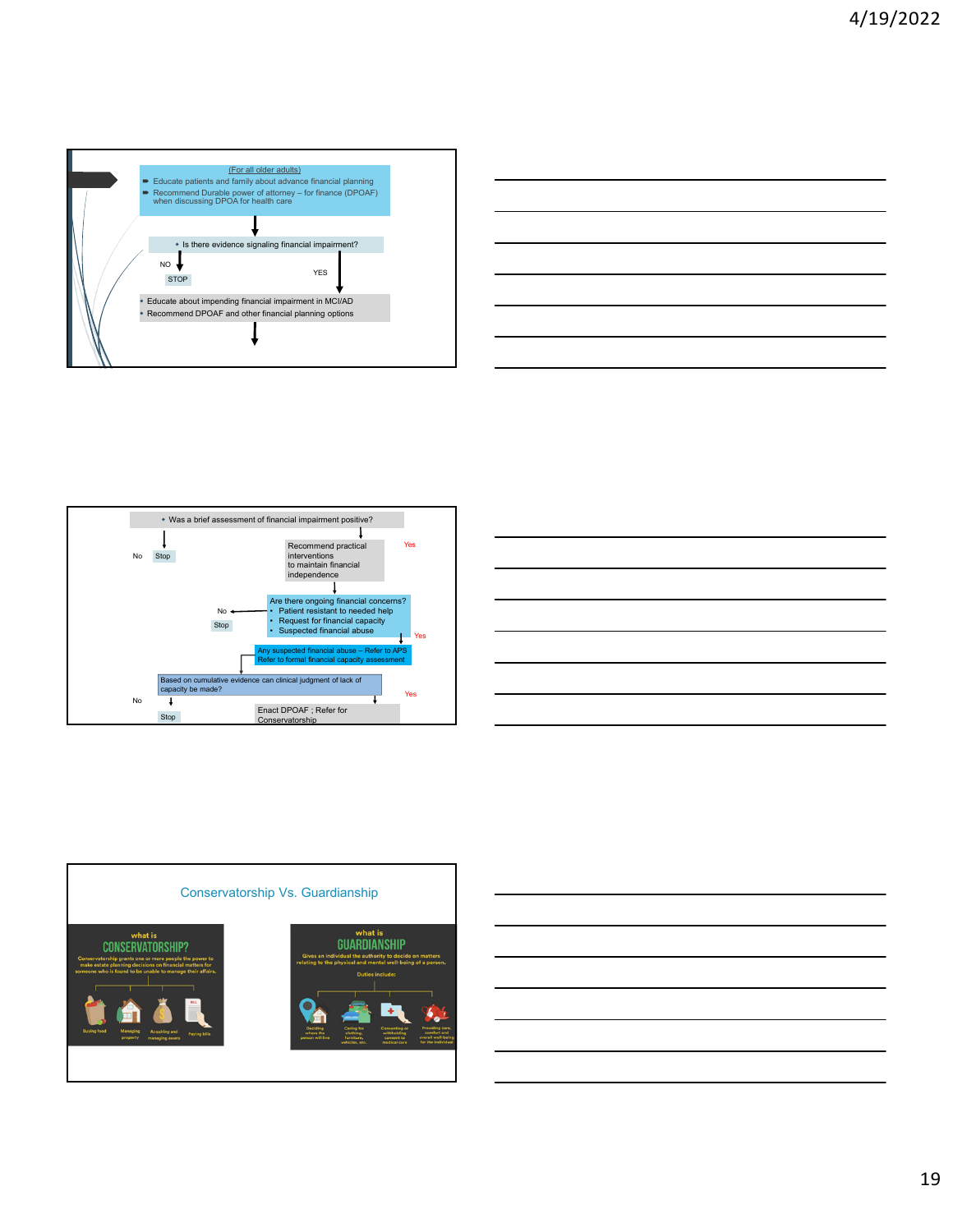(For all older adults)

- Educate patients and family about advance financial planning
- Recommend Durable power of attorney – for finance (DPOAF) when discussing DPOA for health care

- Is there evidence signaling financial impairment?

NO

STOP

YES

- Educate about impending financial impairment in MCI/AD
- Recommend DPOAF and other financial planning options

---

- Was a brief assessment of financial impairment positive?

No

Stop

Yes

Recommend practical interventions to maintain financial independence

Are there ongoing financial concerns?
- Patient resistant to needed help
- Request for financial capacity
- Suspected financial abuse

No

Stop

Yes

Any suspected financial abuse – Refer to APS
Refer to formal financial capacity assessment

Based on cumulative evidence can clinical judgment of lack of capacity be made?

No

Stop

Yes

Enact DPOAF ; Refer for Conservatorship

---

## Conservatorship Vs. Guardianship

### what is CONSERVATORSHIP?

Conservatorship grants one or more people the power to make estate planning decisions on financial matters for someone who is found to be unable to manage their affairs.

Buying food | Managing property | Acquiring and managing assets | Paying bills

### what is GUARDIANSHIP

Gives an individual the authority to decide on matters relating to the physical and mental well-being of a person.

Duties include:

Deciding where the person will live | Caring for clothing, furniture, vehicles, etc. | Consenting or withholding consent to medical care | Providing care, comfort and overall well-being for the individual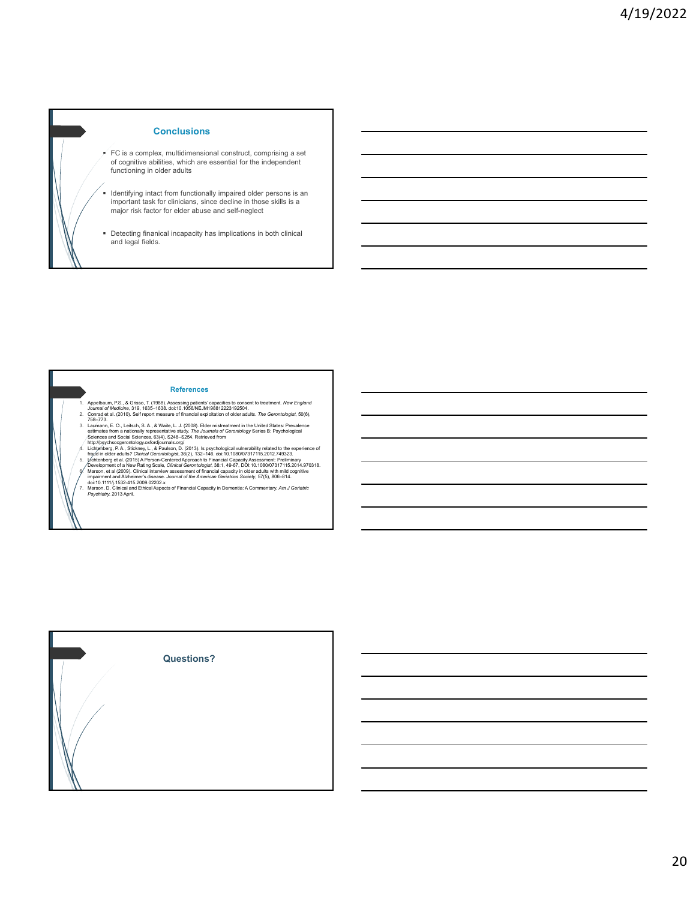## Conclusions

- FC is a complex, multidimensional construct, comprising a set of cognitive abilities, which are essential for the independent functioning in older adults
- Identifying intact from functionally impaired older persons is an important task for clinicians, since decline in those skills is a major risk factor for elder abuse and self-neglect
- Detecting finanical incapacity has implications in both clinical and legal fields.

## References

1. Appelbaum, P.S., & Grisso, T. (1988). Assessing patients' capacities to consent to treatment. *New England Journal of Medicine*, 319, 1635–1638. doi:10.1056/NEJM198812223192504.
2. Conrad et al. (2010). Self report measure of financial exploitation of older adults. *The Gerontologist*, 50(6), 758–773.
3. Laumann, E. O., Leitsch, S. A., & Waite, L. J. (2008). Elder mistreatment in the United States: Prevalence estimates from a nationally representative study. *The Journals of Gerontology* Series B: Psychological Sciences and Social Sciences, 63(4), S248–S254. Retrieved from http://psychsocgerontology.oxfordjournals.org/
4. Lichtenberg, P. A., Stickney, L., & Paulson, D. (2013). Is psychological vulnerability related to the experience of fraud in older adults? *Clinical Gerontologist*, 36(2), 132–146. doi:10.1080/07317115.2012.749323.
5. Lichtenberg et al. (2015) A Person-Centered Approach to Financial Capacity Assessment: Preliminary Development of a New Rating Scale, *Clinical Gerontologist*, 38:1, 49-67, DOI:10.1080/07317115.2014.970318.
6. Marson, et al (2009). Clinical interview assessment of financial capacity in older adults with mild cognitive impairment and Alzheimer's disease. *Journal of the American Geriatrics Society*, 57(5), 806–814. doi:10.1111/j.1532-415.2009.02202.x
7. Marson, D. Clinical and Ethical Aspects of Financial Capacity in Dementia: A Commentary. *Am J Geriatric Psychiatry.* 2013 April.

## Questions?